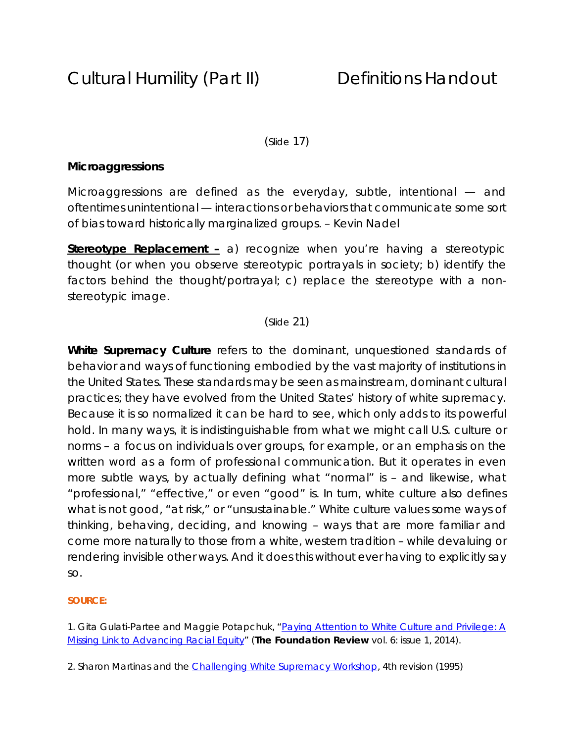# Cultural Humility (Part II) Definitions Handout

(Slide 17)

**Microaggressions**

Microaggressions are defined as the everyday, subtle, intentional — and oftentimes unintentional — interactions or behaviors that communicate some sort of bias toward historically marginalized groups. – Kevin Nadel

**Stereotype Replacement –** a) recognize when you're having a stereotypic thought (or when you observe stereotypic portrayals in society; b) identify the factors behind the thought/portrayal; c) replace the stereotype with a non-stereotypic image.

(Slide 21)

**White Supremacy Culture** refers to the dominant, unquestioned standards of behavior and ways of functioning embodied by the vast majority of institutions in the United States. These standards may be seen as mainstream, dominant cultural practices; they have evolved from the United States' history of white supremacy. Because it is so normalized it can be hard to see, which only adds to its powerful hold. In many ways, it is indistinguishable from what we might call U.S. culture or norms – a focus on individuals over groups, for example, or an emphasis on the written word as a form of professional communication. But it operates in even more subtle ways, by actually defining what "normal" is – and likewise, what "professional," "effective," or even "good" is. In turn, white culture also defines what is not good, "at risk," or "unsustainable." White culture values some ways of thinking, behaving, deciding, and knowing – ways that are more familiar and come more naturally to those from a white, western tradition – while devaluing or rendering invisible other ways. And it does this without ever having to explicitly say so.

**SOURCE:**

1. Gita Gulati-Partee and Maggie Potapchuk, "Paying Attention to White Culture and Privilege: A Missing Link to Advancing Racial Equity" (**The Foundation Review** vol. 6: issue 1, 2014).

2. Sharon Martinas and the Challenging White Supremacy Workshop, 4th revision (1995)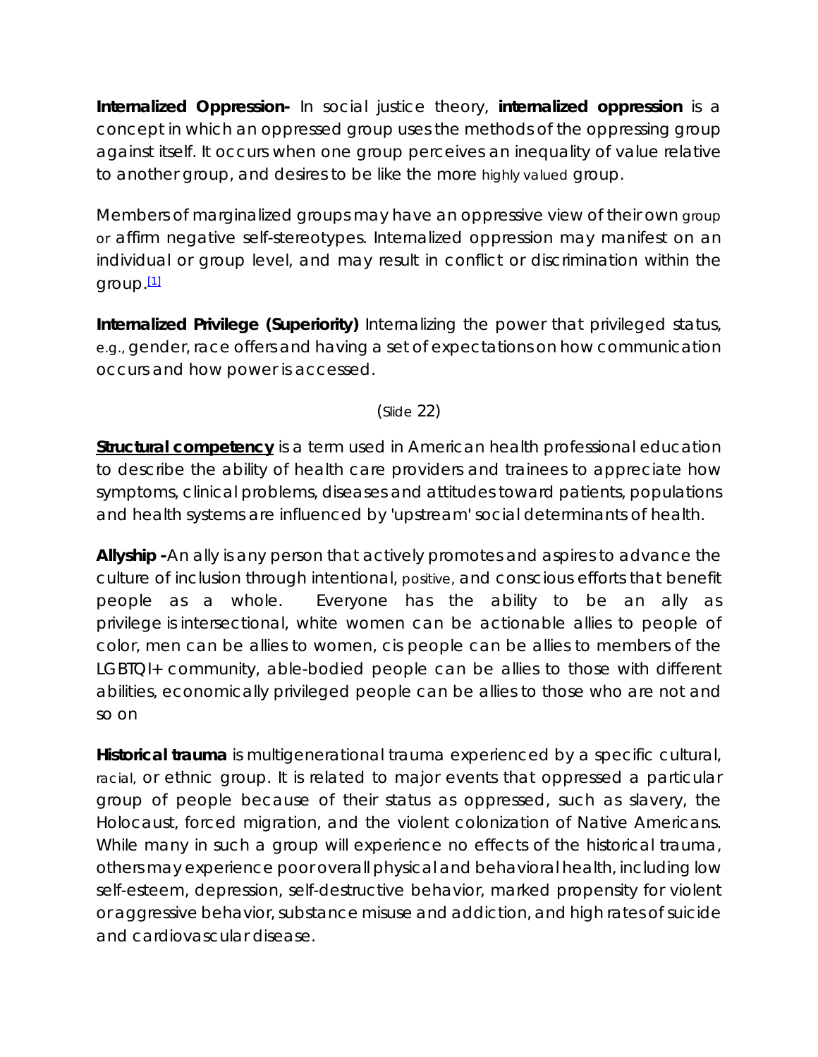**Internalized Oppression-** In social justice theory, **internalized oppression** is a concept in which an oppressed group uses the methods of the oppressing group against itself. It occurs when one group perceives an inequality of value relative to another group, and desires to be like the more highly valued group.

Members of marginalized groups may have an oppressive view of their own group or affirm negative self-stereotypes. Internalized oppression may manifest on an individual or group level, and may result in conflict or discrimination within the group.[1]

**Internalized Privilege (Superiority)** Internalizing the power that privileged status, e.g., gender, race offers and having a set of expectations on how communication occurs and how power is accessed.

(Slide 22)

**Structural competency** is a term used in American health professional education to describe the ability of health care providers and trainees to appreciate how symptoms, clinical problems, diseases and attitudes toward patients, populations and health systems are influenced by 'upstream' social determinants of health.

**Allyship -**An ally is any person that actively promotes and aspires to advance the culture of inclusion through intentional, positive, and conscious efforts that benefit people as a whole. Everyone has the ability to be an ally as privilege is intersectional, white women can be actionable allies to people of color, men can be allies to women, cis people can be allies to members of the LGBTQI+ community, able-bodied people can be allies to those with different abilities, economically privileged people can be allies to those who are not and so on

**Historical trauma** is multigenerational trauma experienced by a specific cultural, racial, or ethnic group. It is related to major events that oppressed a particular group of people because of their status as oppressed, such as slavery, the Holocaust, forced migration, and the violent colonization of Native Americans. While many in such a group will experience no effects of the historical trauma, others may experience poor overall physical and behavioral health, including low self-esteem, depression, self-destructive behavior, marked propensity for violent or aggressive behavior, substance misuse and addiction, and high rates of suicide and cardiovascular disease.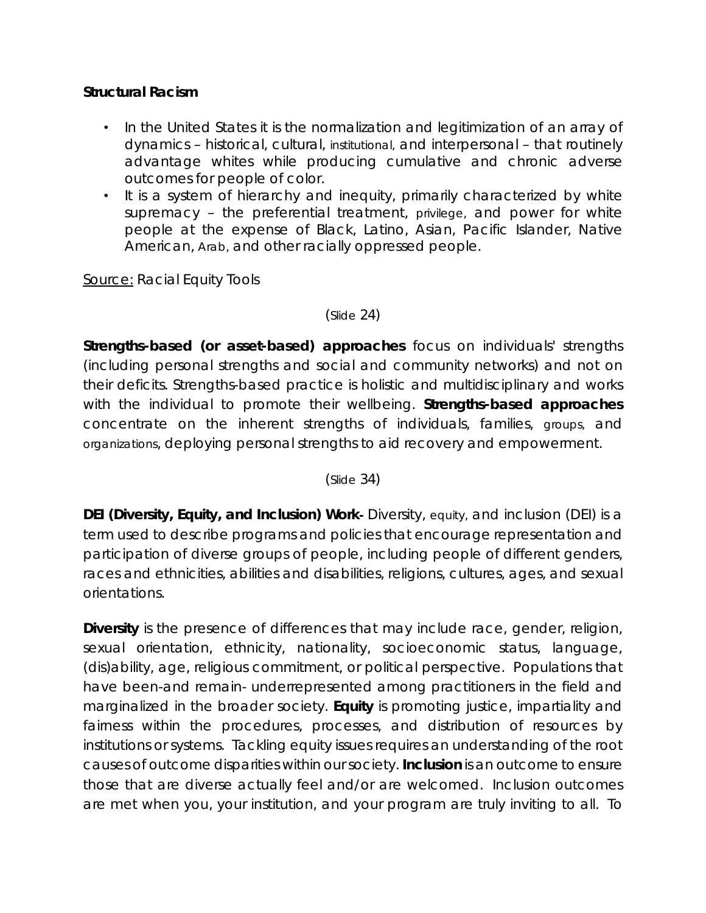**Structural Racism**

- In the United States it is the normalization and legitimization of an array of dynamics – historical, cultural, institutional, and interpersonal – that routinely advantage whites while producing cumulative and chronic adverse outcomes for people of color.
- It is a system of hierarchy and inequity, primarily characterized by white supremacy – the preferential treatment, privilege, and power for white people at the expense of Black, Latino, Asian, Pacific Islander, Native American, Arab, and other racially oppressed people.

<u>Source:</u> Racial Equity Tools

(Slide 24)

**Strengths-based (or asset-based) approaches** focus on individuals' strengths (including personal strengths and social and community networks) and not on their deficits. Strengths-based practice is holistic and multidisciplinary and works with the individual to promote their wellbeing. **Strengths-based approaches** concentrate on the inherent strengths of individuals, families, groups, and organizations, deploying personal strengths to aid recovery and empowerment.

(Slide 34)

**DEI (Diversity, Equity, and Inclusion) Work-** Diversity, equity, and inclusion (DEI) is a term used to describe programs and policies that encourage representation and participation of diverse groups of people, including people of different genders, races and ethnicities, abilities and disabilities, religions, cultures, ages, and sexual orientations.

**Diversity** is the presence of differences that may include race, gender, religion, sexual orientation, ethnicity, nationality, socioeconomic status, language, (dis)ability, age, religious commitment, or political perspective. Populations that have been-and remain- underrepresented among practitioners in the field and marginalized in the broader society. **Equity** is promoting justice, impartiality and fairness within the procedures, processes, and distribution of resources by institutions or systems. Tackling equity issues requires an understanding of the root causes of outcome disparities within our society. **Inclusion** is an outcome to ensure those that are diverse actually feel and/or are welcomed. Inclusion outcomes are met when you, your institution, and your program are truly inviting to all. To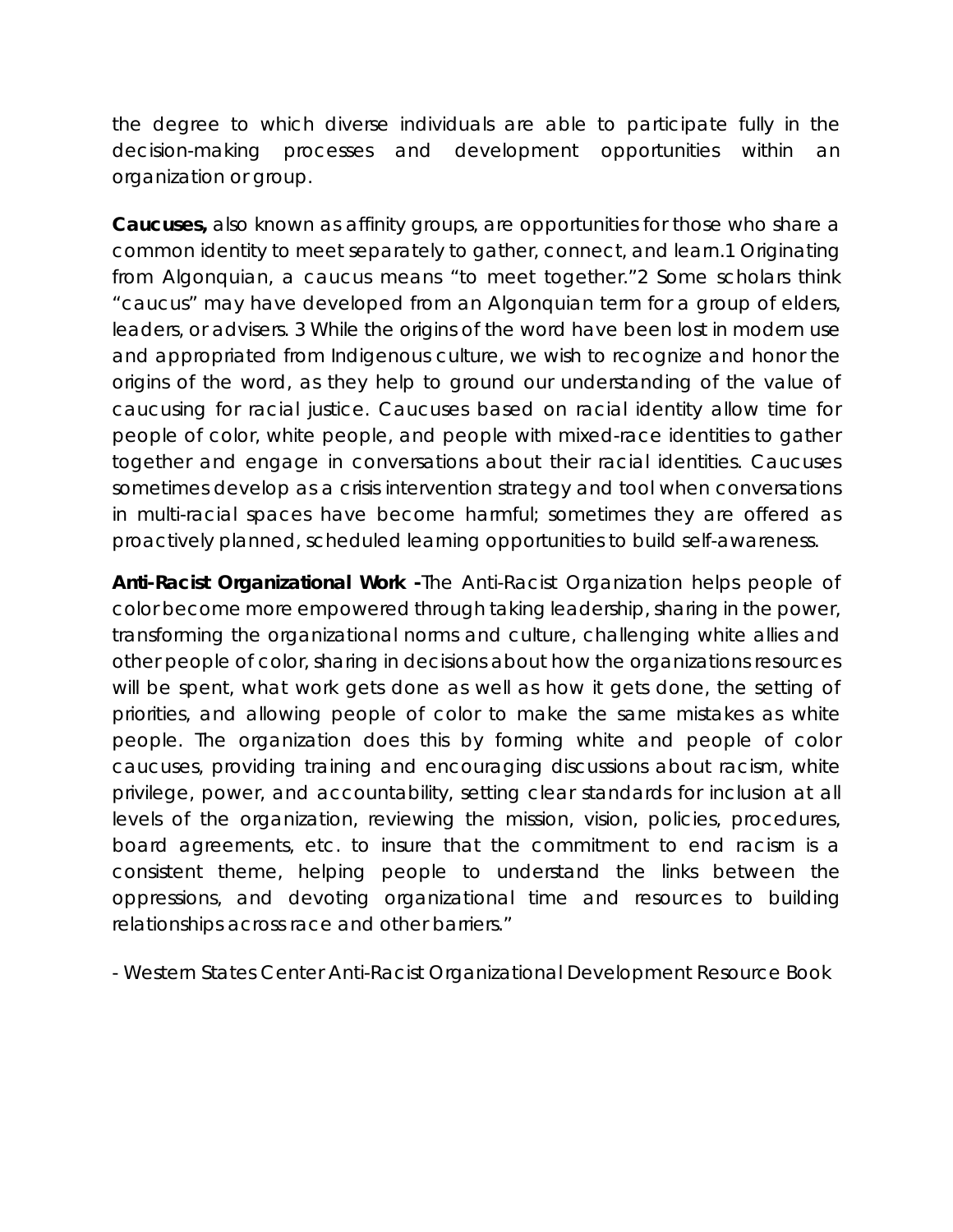the degree to which diverse individuals are able to participate fully in the decision-making processes and development opportunities within an organization or group.

**Caucuses,** also known as affinity groups, are opportunities for those who share a common identity to meet separately to gather, connect, and learn.[1] Originating from Algonquian, a caucus means "to meet together."[2] Some scholars think "caucus" may have developed from an Algonquian term for a group of elders, leaders, or advisers. [3] While the origins of the word have been lost in modern use and appropriated from Indigenous culture, we wish to recognize and honor the origins of the word, as they help to ground our understanding of the value of caucusing for racial justice. Caucuses based on racial identity allow time for people of color, white people, and people with mixed-race identities to gather together and engage in conversations about their racial identities. Caucuses sometimes develop as a crisis intervention strategy and tool when conversations in multi-racial spaces have become harmful; sometimes they are offered as proactively planned, scheduled learning opportunities to build self-awareness.

**Anti-Racist Organizational Work -**The Anti-Racist Organization helps people of color become more empowered through taking leadership, sharing in the power, transforming the organizational norms and culture, challenging white allies and other people of color, sharing in decisions about how the organizations resources will be spent, what work gets done as well as how it gets done, the setting of priorities, and allowing people of color to make the same mistakes as white people. The organization does this by forming white and people of color caucuses, providing training and encouraging discussions about racism, white privilege, power, and accountability, setting clear standards for inclusion at all levels of the organization, reviewing the mission, vision, policies, procedures, board agreements, etc. to insure that the commitment to end racism is a consistent theme, helping people to understand the links between the oppressions, and devoting organizational time and resources to building relationships across race and other barriers."

- Western States Center Anti-Racist Organizational Development Resource Book